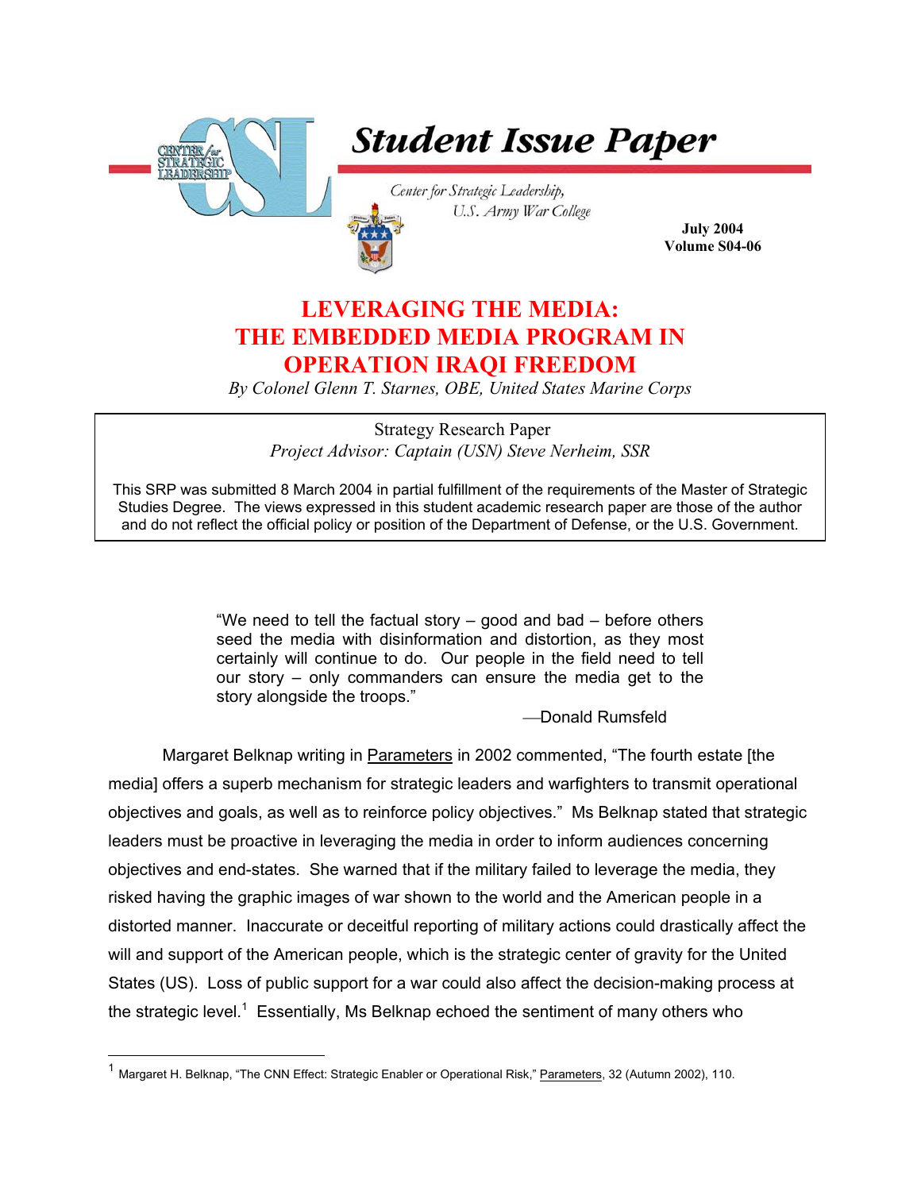# Student Issue Paper

Center for Strategic Leadership,
U.S. Army War College

**July 2004**
**Volume S04-06**

## LEVERAGING THE MEDIA: THE EMBEDDED MEDIA PROGRAM IN OPERATION IRAQI FREEDOM

*By Colonel Glenn T. Starnes, OBE, United States Marine Corps*

Strategy Research Paper
*Project Advisor: Captain (USN) Steve Nerheim, SSR*

This SRP was submitted 8 March 2004 in partial fulfillment of the requirements of the Master of Strategic Studies Degree. The views expressed in this student academic research paper are those of the author and do not reflect the official policy or position of the Department of Defense, or the U.S. Government.

> "We need to tell the factual story – good and bad – before others seed the media with disinformation and distortion, as they most certainly will continue to do. Our people in the field need to tell our story – only commanders can ensure the media get to the story alongside the troops."
>
> —Donald Rumsfeld

Margaret Belknap writing in Parameters in 2002 commented, "The fourth estate [the media] offers a superb mechanism for strategic leaders and warfighters to transmit operational objectives and goals, as well as to reinforce policy objectives." Ms Belknap stated that strategic leaders must be proactive in leveraging the media in order to inform audiences concerning objectives and end-states. She warned that if the military failed to leverage the media, they risked having the graphic images of war shown to the world and the American people in a distorted manner. Inaccurate or deceitful reporting of military actions could drastically affect the will and support of the American people, which is the strategic center of gravity for the United States (US). Loss of public support for a war could also affect the decision-making process at the strategic level.[1] Essentially, Ms Belknap echoed the sentiment of many others who

[1] Margaret H. Belknap, "The CNN Effect: Strategic Enabler or Operational Risk," Parameters, 32 (Autumn 2002), 110.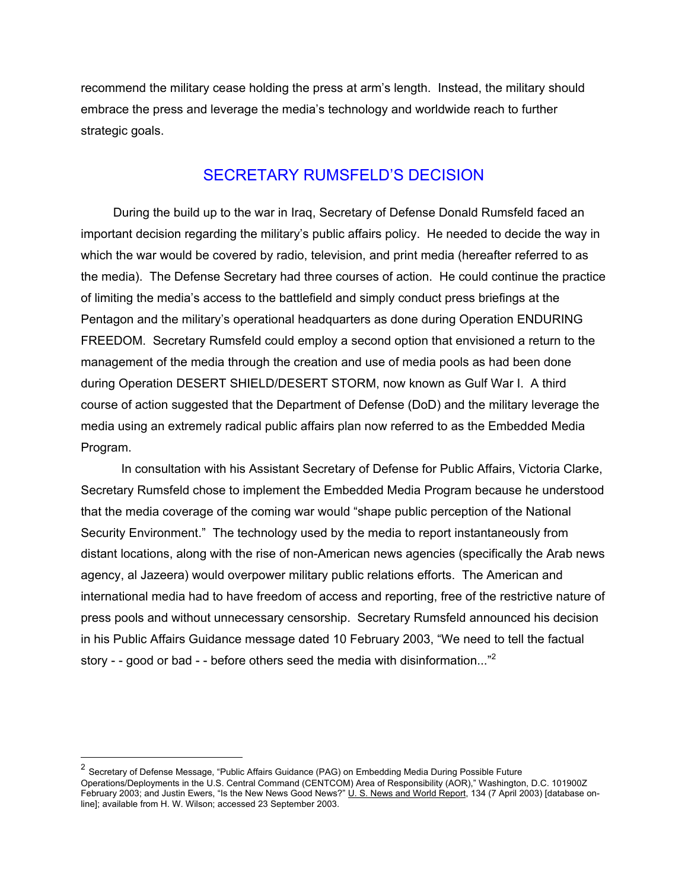recommend the military cease holding the press at arm's length. Instead, the military should embrace the press and leverage the media's technology and worldwide reach to further strategic goals.

## SECRETARY RUMSFELD'S DECISION

During the build up to the war in Iraq, Secretary of Defense Donald Rumsfeld faced an important decision regarding the military's public affairs policy. He needed to decide the way in which the war would be covered by radio, television, and print media (hereafter referred to as the media). The Defense Secretary had three courses of action. He could continue the practice of limiting the media's access to the battlefield and simply conduct press briefings at the Pentagon and the military's operational headquarters as done during Operation ENDURING FREEDOM. Secretary Rumsfeld could employ a second option that envisioned a return to the management of the media through the creation and use of media pools as had been done during Operation DESERT SHIELD/DESERT STORM, now known as Gulf War I. A third course of action suggested that the Department of Defense (DoD) and the military leverage the media using an extremely radical public affairs plan now referred to as the Embedded Media Program.

In consultation with his Assistant Secretary of Defense for Public Affairs, Victoria Clarke, Secretary Rumsfeld chose to implement the Embedded Media Program because he understood that the media coverage of the coming war would "shape public perception of the National Security Environment." The technology used by the media to report instantaneously from distant locations, along with the rise of non-American news agencies (specifically the Arab news agency, al Jazeera) would overpower military public relations efforts. The American and international media had to have freedom of access and reporting, free of the restrictive nature of press pools and without unnecessary censorship. Secretary Rumsfeld announced his decision in his Public Affairs Guidance message dated 10 February 2003, "We need to tell the factual story - - good or bad - - before others seed the media with disinformation..."[2]

---

[2] Secretary of Defense Message, "Public Affairs Guidance (PAG) on Embedding Media During Possible Future Operations/Deployments in the U.S. Central Command (CENTCOM) Area of Responsibility (AOR)," Washington, D.C. 101900Z February 2003; and Justin Ewers, "Is the New News Good News?" U. S. News and World Report, 134 (7 April 2003) [database on-line]; available from H. W. Wilson; accessed 23 September 2003.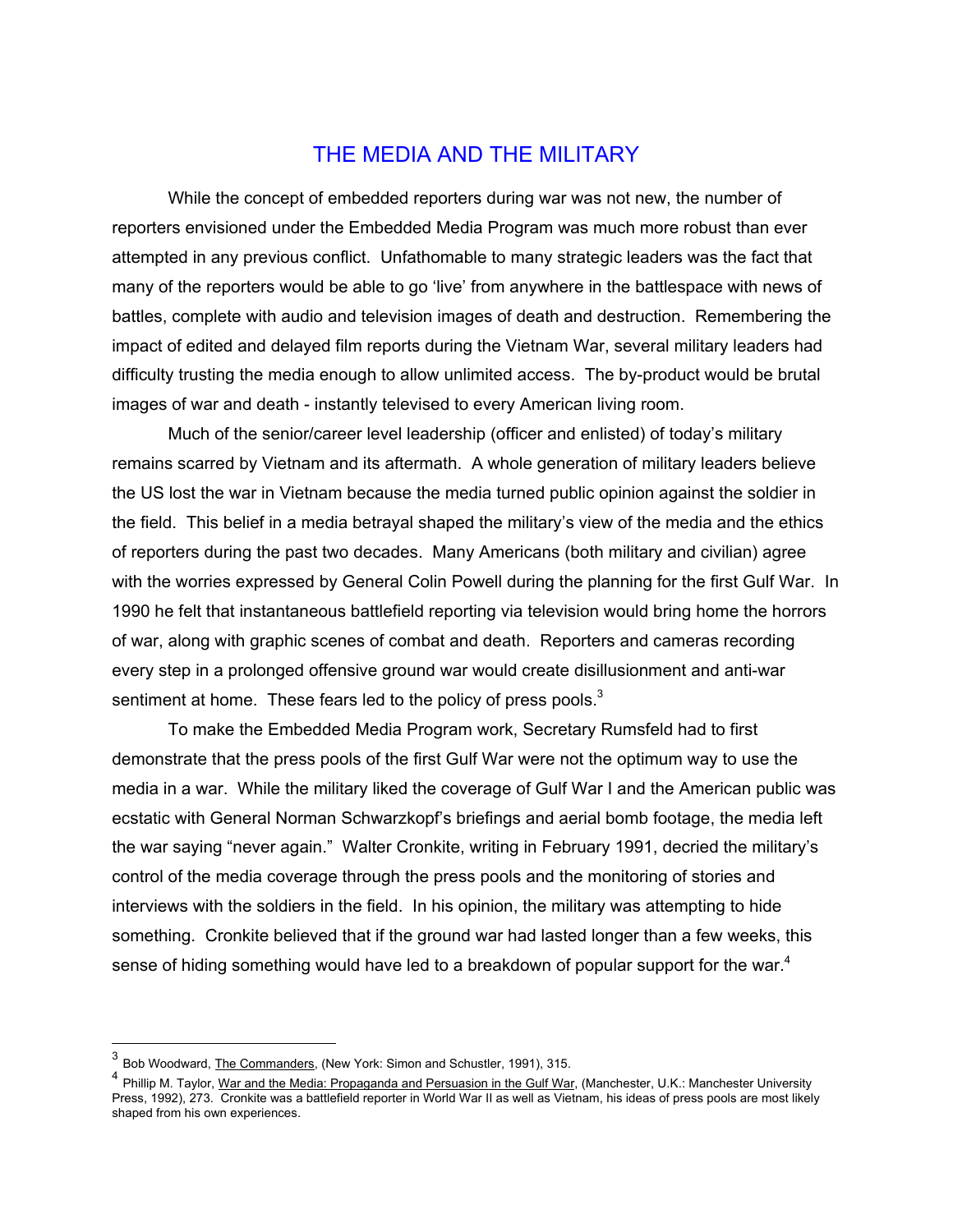## THE MEDIA AND THE MILITARY

While the concept of embedded reporters during war was not new, the number of reporters envisioned under the Embedded Media Program was much more robust than ever attempted in any previous conflict. Unfathomable to many strategic leaders was the fact that many of the reporters would be able to go 'live' from anywhere in the battlespace with news of battles, complete with audio and television images of death and destruction. Remembering the impact of edited and delayed film reports during the Vietnam War, several military leaders had difficulty trusting the media enough to allow unlimited access. The by-product would be brutal images of war and death - instantly televised to every American living room.

Much of the senior/career level leadership (officer and enlisted) of today's military remains scarred by Vietnam and its aftermath. A whole generation of military leaders believe the US lost the war in Vietnam because the media turned public opinion against the soldier in the field. This belief in a media betrayal shaped the military's view of the media and the ethics of reporters during the past two decades. Many Americans (both military and civilian) agree with the worries expressed by General Colin Powell during the planning for the first Gulf War. In 1990 he felt that instantaneous battlefield reporting via television would bring home the horrors of war, along with graphic scenes of combat and death. Reporters and cameras recording every step in a prolonged offensive ground war would create disillusionment and anti-war sentiment at home. These fears led to the policy of press pools.[3]

To make the Embedded Media Program work, Secretary Rumsfeld had to first demonstrate that the press pools of the first Gulf War were not the optimum way to use the media in a war. While the military liked the coverage of Gulf War I and the American public was ecstatic with General Norman Schwarzkopf's briefings and aerial bomb footage, the media left the war saying "never again." Walter Cronkite, writing in February 1991, decried the military's control of the media coverage through the press pools and the monitoring of stories and interviews with the soldiers in the field. In his opinion, the military was attempting to hide something. Cronkite believed that if the ground war had lasted longer than a few weeks, this sense of hiding something would have led to a breakdown of popular support for the war.[4]

---

[3] Bob Woodward, The Commanders, (New York: Simon and Schustler, 1991), 315.

[4] Phillip M. Taylor, War and the Media: Propaganda and Persuasion in the Gulf War, (Manchester, U.K.: Manchester University Press, 1992), 273. Cronkite was a battlefield reporter in World War II as well as Vietnam, his ideas of press pools are most likely shaped from his own experiences.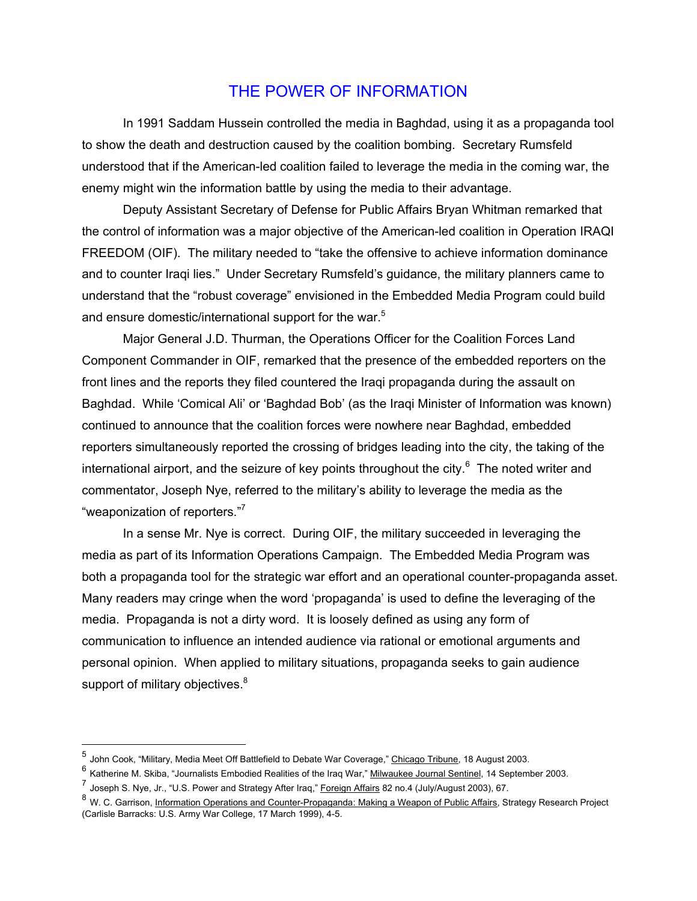## THE POWER OF INFORMATION

In 1991 Saddam Hussein controlled the media in Baghdad, using it as a propaganda tool to show the death and destruction caused by the coalition bombing. Secretary Rumsfeld understood that if the American-led coalition failed to leverage the media in the coming war, the enemy might win the information battle by using the media to their advantage.

Deputy Assistant Secretary of Defense for Public Affairs Bryan Whitman remarked that the control of information was a major objective of the American-led coalition in Operation IRAQI FREEDOM (OIF). The military needed to "take the offensive to achieve information dominance and to counter Iraqi lies." Under Secretary Rumsfeld's guidance, the military planners came to understand that the "robust coverage" envisioned in the Embedded Media Program could build and ensure domestic/international support for the war.[5]

Major General J.D. Thurman, the Operations Officer for the Coalition Forces Land Component Commander in OIF, remarked that the presence of the embedded reporters on the front lines and the reports they filed countered the Iraqi propaganda during the assault on Baghdad. While 'Comical Ali' or 'Baghdad Bob' (as the Iraqi Minister of Information was known) continued to announce that the coalition forces were nowhere near Baghdad, embedded reporters simultaneously reported the crossing of bridges leading into the city, the taking of the international airport, and the seizure of key points throughout the city.[6] The noted writer and commentator, Joseph Nye, referred to the military's ability to leverage the media as the "weaponization of reporters."[7]

In a sense Mr. Nye is correct. During OIF, the military succeeded in leveraging the media as part of its Information Operations Campaign. The Embedded Media Program was both a propaganda tool for the strategic war effort and an operational counter-propaganda asset. Many readers may cringe when the word 'propaganda' is used to define the leveraging of the media. Propaganda is not a dirty word. It is loosely defined as using any form of communication to influence an intended audience via rational or emotional arguments and personal opinion. When applied to military situations, propaganda seeks to gain audience support of military objectives.[8]

---

[5] John Cook, "Military, Media Meet Off Battlefield to Debate War Coverage," Chicago Tribune, 18 August 2003.

[6] Katherine M. Skiba, "Journalists Embodied Realities of the Iraq War," Milwaukee Journal Sentinel, 14 September 2003.

[7] Joseph S. Nye, Jr., "U.S. Power and Strategy After Iraq," Foreign Affairs 82 no.4 (July/August 2003), 67.

[8] W. C. Garrison, Information Operations and Counter-Propaganda: Making a Weapon of Public Affairs, Strategy Research Project (Carlisle Barracks: U.S. Army War College, 17 March 1999), 4-5.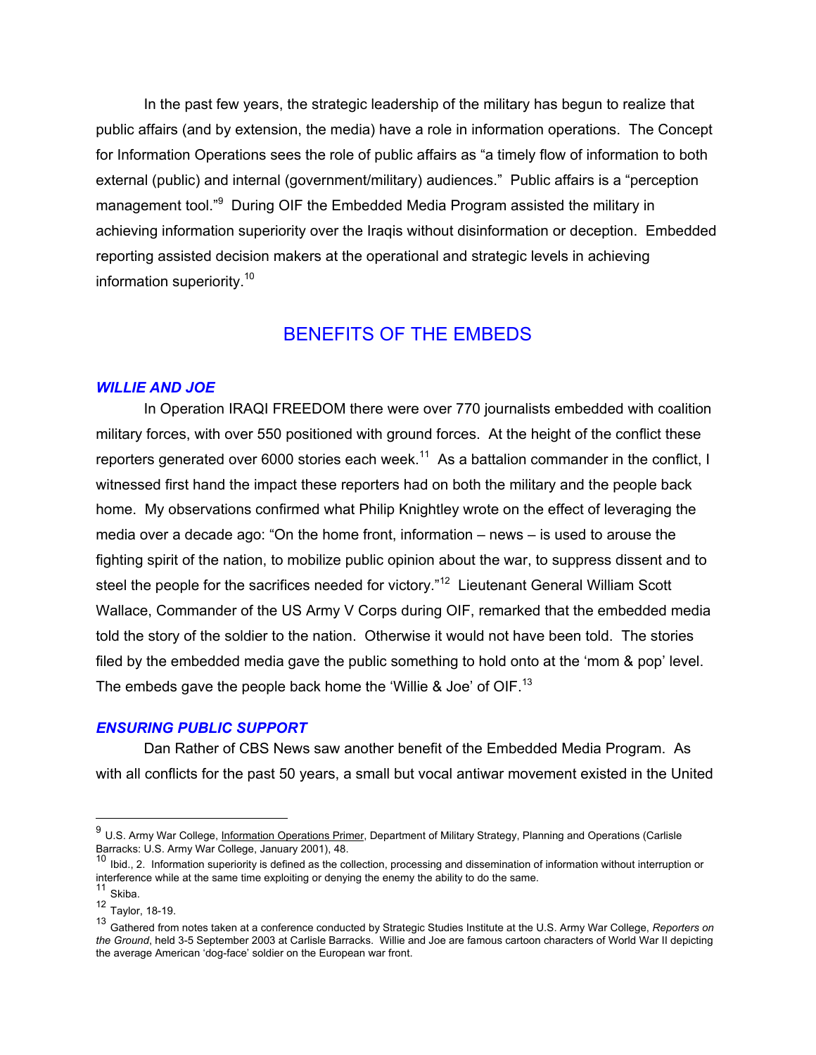In the past few years, the strategic leadership of the military has begun to realize that public affairs (and by extension, the media) have a role in information operations. The Concept for Information Operations sees the role of public affairs as "a timely flow of information to both external (public) and internal (government/military) audiences." Public affairs is a "perception management tool."[9] During OIF the Embedded Media Program assisted the military in achieving information superiority over the Iraqis without disinformation or deception. Embedded reporting assisted decision makers at the operational and strategic levels in achieving information superiority.[10]

## BENEFITS OF THE EMBEDS

### *WILLIE AND JOE*

In Operation IRAQI FREEDOM there were over 770 journalists embedded with coalition military forces, with over 550 positioned with ground forces. At the height of the conflict these reporters generated over 6000 stories each week.[11] As a battalion commander in the conflict, I witnessed first hand the impact these reporters had on both the military and the people back home. My observations confirmed what Philip Knightley wrote on the effect of leveraging the media over a decade ago: "On the home front, information – news – is used to arouse the fighting spirit of the nation, to mobilize public opinion about the war, to suppress dissent and to steel the people for the sacrifices needed for victory."[12] Lieutenant General William Scott Wallace, Commander of the US Army V Corps during OIF, remarked that the embedded media told the story of the soldier to the nation. Otherwise it would not have been told. The stories filed by the embedded media gave the public something to hold onto at the 'mom & pop' level. The embeds gave the people back home the 'Willie & Joe' of OIF.[13]

### *ENSURING PUBLIC SUPPORT*

Dan Rather of CBS News saw another benefit of the Embedded Media Program. As with all conflicts for the past 50 years, a small but vocal antiwar movement existed in the United

---

[9] U.S. Army War College, Information Operations Primer, Department of Military Strategy, Planning and Operations (Carlisle Barracks: U.S. Army War College, January 2001), 48.

[10] Ibid., 2. Information superiority is defined as the collection, processing and dissemination of information without interruption or interference while at the same time exploiting or denying the enemy the ability to do the same.

[11] Skiba.

[12] Taylor, 18-19.

[13] Gathered from notes taken at a conference conducted by Strategic Studies Institute at the U.S. Army War College, *Reporters on the Ground*, held 3-5 September 2003 at Carlisle Barracks. Willie and Joe are famous cartoon characters of World War II depicting the average American 'dog-face' soldier on the European war front.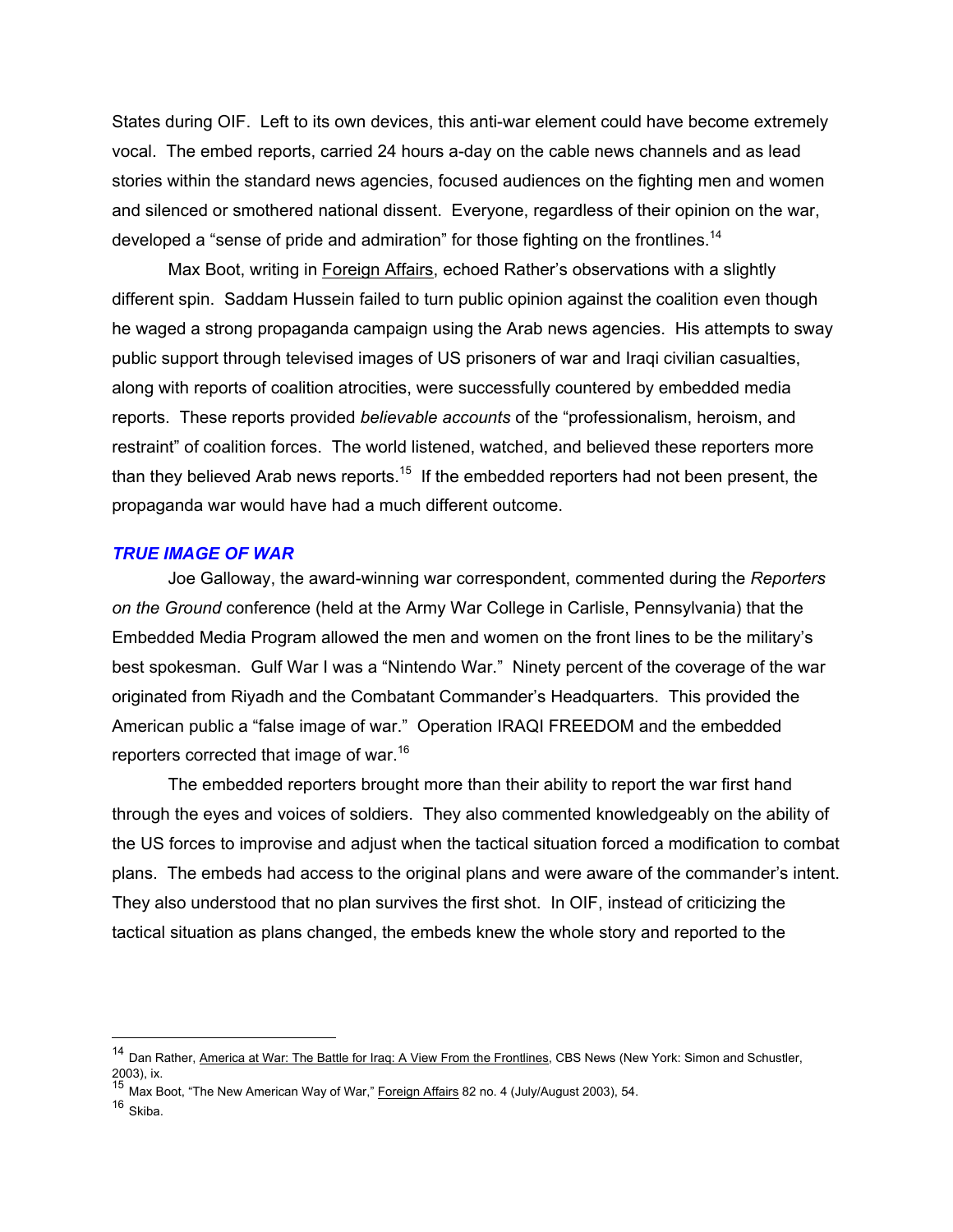States during OIF. Left to its own devices, this anti-war element could have become extremely vocal. The embed reports, carried 24 hours a-day on the cable news channels and as lead stories within the standard news agencies, focused audiences on the fighting men and women and silenced or smothered national dissent. Everyone, regardless of their opinion on the war, developed a "sense of pride and admiration" for those fighting on the frontlines.[14]

Max Boot, writing in Foreign Affairs, echoed Rather's observations with a slightly different spin. Saddam Hussein failed to turn public opinion against the coalition even though he waged a strong propaganda campaign using the Arab news agencies. His attempts to sway public support through televised images of US prisoners of war and Iraqi civilian casualties, along with reports of coalition atrocities, were successfully countered by embedded media reports. These reports provided *believable accounts* of the "professionalism, heroism, and restraint" of coalition forces. The world listened, watched, and believed these reporters more than they believed Arab news reports.[15] If the embedded reporters had not been present, the propaganda war would have had a much different outcome.

### *TRUE IMAGE OF WAR*

Joe Galloway, the award-winning war correspondent, commented during the *Reporters on the Ground* conference (held at the Army War College in Carlisle, Pennsylvania) that the Embedded Media Program allowed the men and women on the front lines to be the military's best spokesman. Gulf War I was a "Nintendo War." Ninety percent of the coverage of the war originated from Riyadh and the Combatant Commander's Headquarters. This provided the American public a "false image of war." Operation IRAQI FREEDOM and the embedded reporters corrected that image of war.[16]

The embedded reporters brought more than their ability to report the war first hand through the eyes and voices of soldiers. They also commented knowledgeably on the ability of the US forces to improvise and adjust when the tactical situation forced a modification to combat plans. The embeds had access to the original plans and were aware of the commander's intent. They also understood that no plan survives the first shot. In OIF, instead of criticizing the tactical situation as plans changed, the embeds knew the whole story and reported to the

---

[14] Dan Rather, America at War: The Battle for Iraq: A View From the Frontlines, CBS News (New York: Simon and Schustler, 2003), ix.

[15] Max Boot, "The New American Way of War," Foreign Affairs 82 no. 4 (July/August 2003), 54.

[16] Skiba.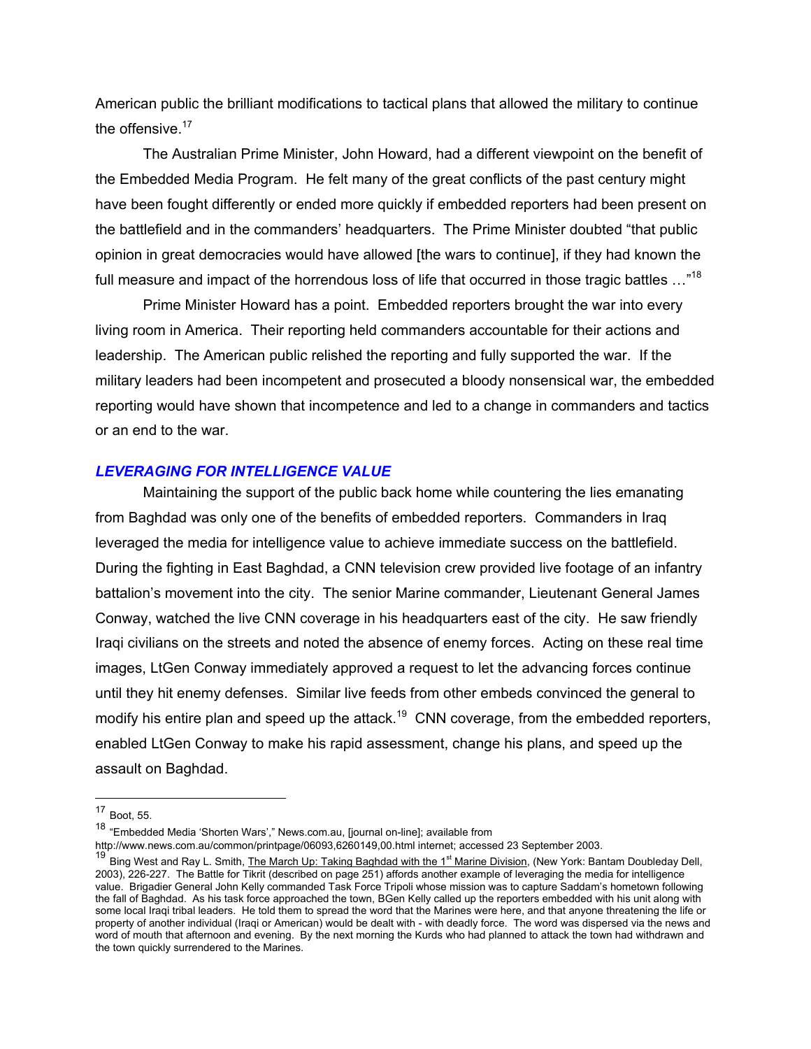American public the brilliant modifications to tactical plans that allowed the military to continue the offensive.[17]

The Australian Prime Minister, John Howard, had a different viewpoint on the benefit of the Embedded Media Program. He felt many of the great conflicts of the past century might have been fought differently or ended more quickly if embedded reporters had been present on the battlefield and in the commanders' headquarters. The Prime Minister doubted "that public opinion in great democracies would have allowed [the wars to continue], if they had known the full measure and impact of the horrendous loss of life that occurred in those tragic battles …"[18]

Prime Minister Howard has a point. Embedded reporters brought the war into every living room in America. Their reporting held commanders accountable for their actions and leadership. The American public relished the reporting and fully supported the war. If the military leaders had been incompetent and prosecuted a bloody nonsensical war, the embedded reporting would have shown that incompetence and led to a change in commanders and tactics or an end to the war.

### *LEVERAGING FOR INTELLIGENCE VALUE*

Maintaining the support of the public back home while countering the lies emanating from Baghdad was only one of the benefits of embedded reporters. Commanders in Iraq leveraged the media for intelligence value to achieve immediate success on the battlefield. During the fighting in East Baghdad, a CNN television crew provided live footage of an infantry battalion's movement into the city. The senior Marine commander, Lieutenant General James Conway, watched the live CNN coverage in his headquarters east of the city. He saw friendly Iraqi civilians on the streets and noted the absence of enemy forces. Acting on these real time images, LtGen Conway immediately approved a request to let the advancing forces continue until they hit enemy defenses. Similar live feeds from other embeds convinced the general to modify his entire plan and speed up the attack.[19] CNN coverage, from the embedded reporters, enabled LtGen Conway to make his rapid assessment, change his plans, and speed up the assault on Baghdad.

---

[17] Boot, 55.

[18] "Embedded Media 'Shorten Wars'," News.com.au, [journal on-line]; available from http://www.news.com.au/common/printpage/06093,6260149,00.html internet; accessed 23 September 2003.

[19] Bing West and Ray L. Smith, The March Up: Taking Baghdad with the 1st Marine Division, (New York: Bantam Doubleday Dell, 2003), 226-227. The Battle for Tikrit (described on page 251) affords another example of leveraging the media for intelligence value. Brigadier General John Kelly commanded Task Force Tripoli whose mission was to capture Saddam's hometown following the fall of Baghdad. As his task force approached the town, BGen Kelly called up the reporters embedded with his unit along with some local Iraqi tribal leaders. He told them to spread the word that the Marines were here, and that anyone threatening the life or property of another individual (Iraqi or American) would be dealt with - with deadly force. The word was dispersed via the news and word of mouth that afternoon and evening. By the next morning the Kurds who had planned to attack the town had withdrawn and the town quickly surrendered to the Marines.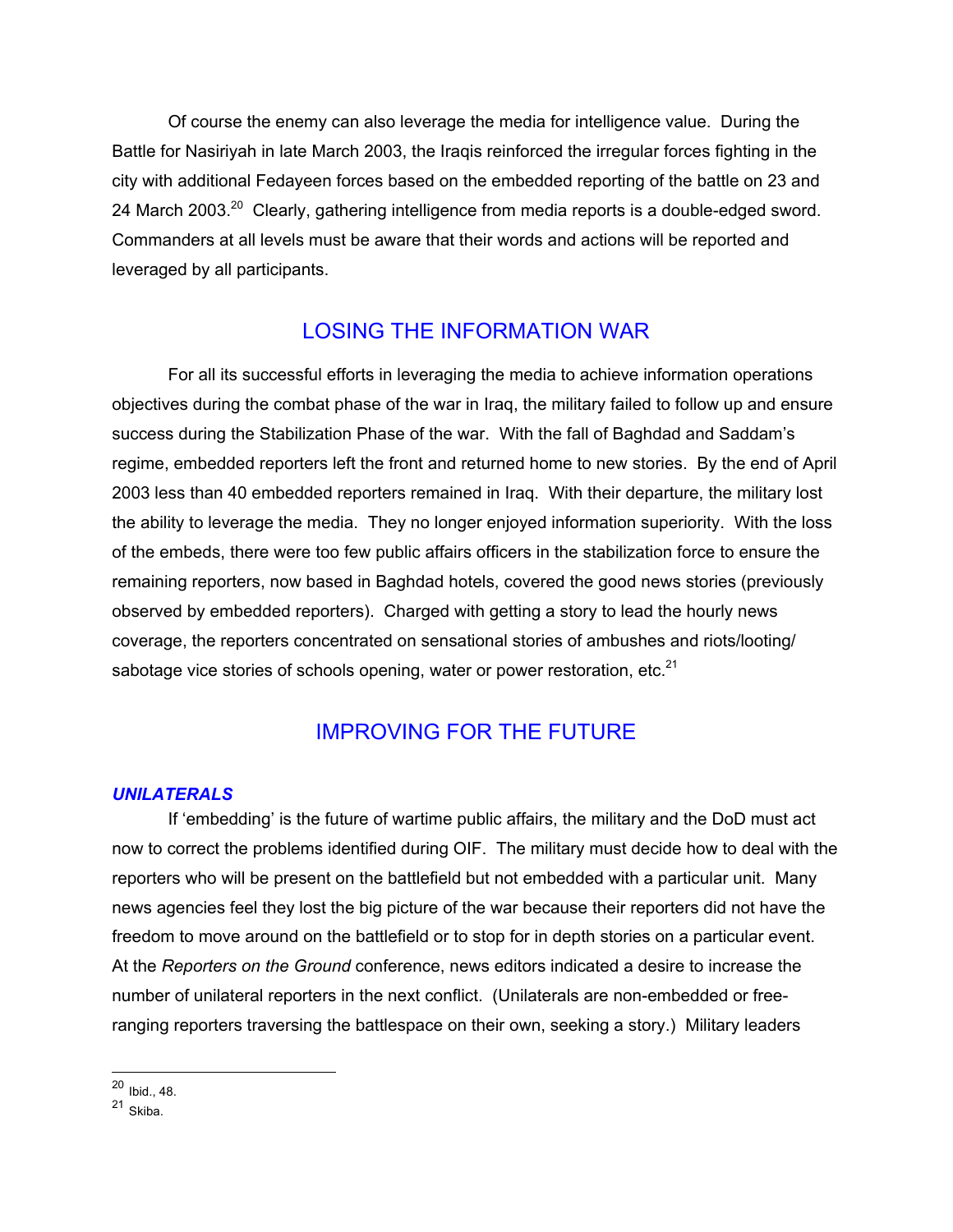Of course the enemy can also leverage the media for intelligence value. During the Battle for Nasiriyah in late March 2003, the Iraqis reinforced the irregular forces fighting in the city with additional Fedayeen forces based on the embedded reporting of the battle on 23 and 24 March 2003.[20] Clearly, gathering intelligence from media reports is a double-edged sword. Commanders at all levels must be aware that their words and actions will be reported and leveraged by all participants.

## LOSING THE INFORMATION WAR

For all its successful efforts in leveraging the media to achieve information operations objectives during the combat phase of the war in Iraq, the military failed to follow up and ensure success during the Stabilization Phase of the war. With the fall of Baghdad and Saddam's regime, embedded reporters left the front and returned home to new stories. By the end of April 2003 less than 40 embedded reporters remained in Iraq. With their departure, the military lost the ability to leverage the media. They no longer enjoyed information superiority. With the loss of the embeds, there were too few public affairs officers in the stabilization force to ensure the remaining reporters, now based in Baghdad hotels, covered the good news stories (previously observed by embedded reporters). Charged with getting a story to lead the hourly news coverage, the reporters concentrated on sensational stories of ambushes and riots/looting/ sabotage vice stories of schools opening, water or power restoration, etc.[21]

## IMPROVING FOR THE FUTURE

### *UNILATERALS*

If 'embedding' is the future of wartime public affairs, the military and the DoD must act now to correct the problems identified during OIF. The military must decide how to deal with the reporters who will be present on the battlefield but not embedded with a particular unit. Many news agencies feel they lost the big picture of the war because their reporters did not have the freedom to move around on the battlefield or to stop for in depth stories on a particular event. At the *Reporters on the Ground* conference, news editors indicated a desire to increase the number of unilateral reporters in the next conflict. (Unilaterals are non-embedded or free-ranging reporters traversing the battlespace on their own, seeking a story.) Military leaders

---

[20] Ibid., 48.

[21] Skiba.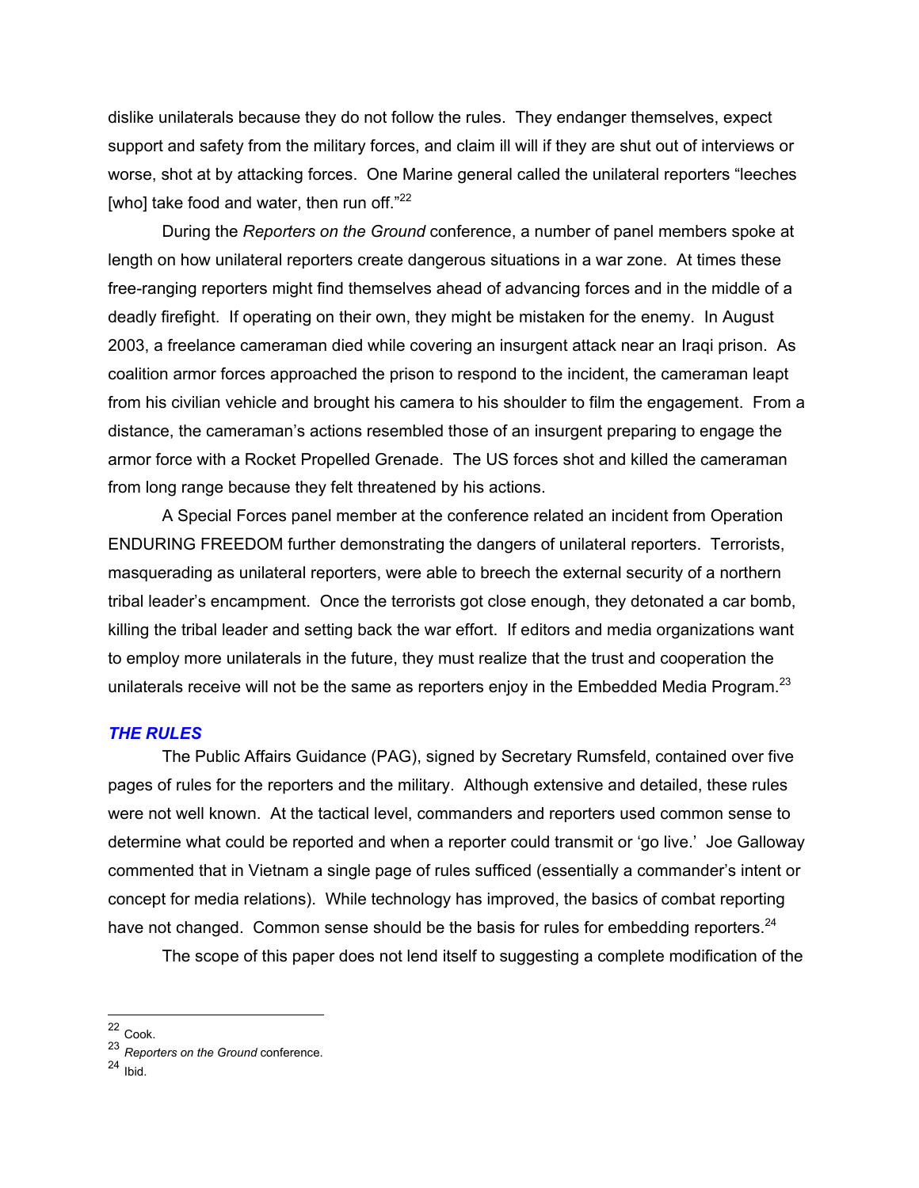dislike unilaterals because they do not follow the rules. They endanger themselves, expect support and safety from the military forces, and claim ill will if they are shut out of interviews or worse, shot at by attacking forces. One Marine general called the unilateral reporters "leeches [who] take food and water, then run off."[22]

During the *Reporters on the Ground* conference, a number of panel members spoke at length on how unilateral reporters create dangerous situations in a war zone. At times these free-ranging reporters might find themselves ahead of advancing forces and in the middle of a deadly firefight. If operating on their own, they might be mistaken for the enemy. In August 2003, a freelance cameraman died while covering an insurgent attack near an Iraqi prison. As coalition armor forces approached the prison to respond to the incident, the cameraman leapt from his civilian vehicle and brought his camera to his shoulder to film the engagement. From a distance, the cameraman's actions resembled those of an insurgent preparing to engage the armor force with a Rocket Propelled Grenade. The US forces shot and killed the cameraman from long range because they felt threatened by his actions.

A Special Forces panel member at the conference related an incident from Operation ENDURING FREEDOM further demonstrating the dangers of unilateral reporters. Terrorists, masquerading as unilateral reporters, were able to breech the external security of a northern tribal leader's encampment. Once the terrorists got close enough, they detonated a car bomb, killing the tribal leader and setting back the war effort. If editors and media organizations want to employ more unilaterals in the future, they must realize that the trust and cooperation the unilaterals receive will not be the same as reporters enjoy in the Embedded Media Program.[23]

### *THE RULES*

The Public Affairs Guidance (PAG), signed by Secretary Rumsfeld, contained over five pages of rules for the reporters and the military. Although extensive and detailed, these rules were not well known. At the tactical level, commanders and reporters used common sense to determine what could be reported and when a reporter could transmit or 'go live.' Joe Galloway commented that in Vietnam a single page of rules sufficed (essentially a commander's intent or concept for media relations). While technology has improved, the basics of combat reporting have not changed. Common sense should be the basis for rules for embedding reporters.[24]

The scope of this paper does not lend itself to suggesting a complete modification of the

---

[22] Cook.

[23] *Reporters on the Ground* conference.

[24] Ibid.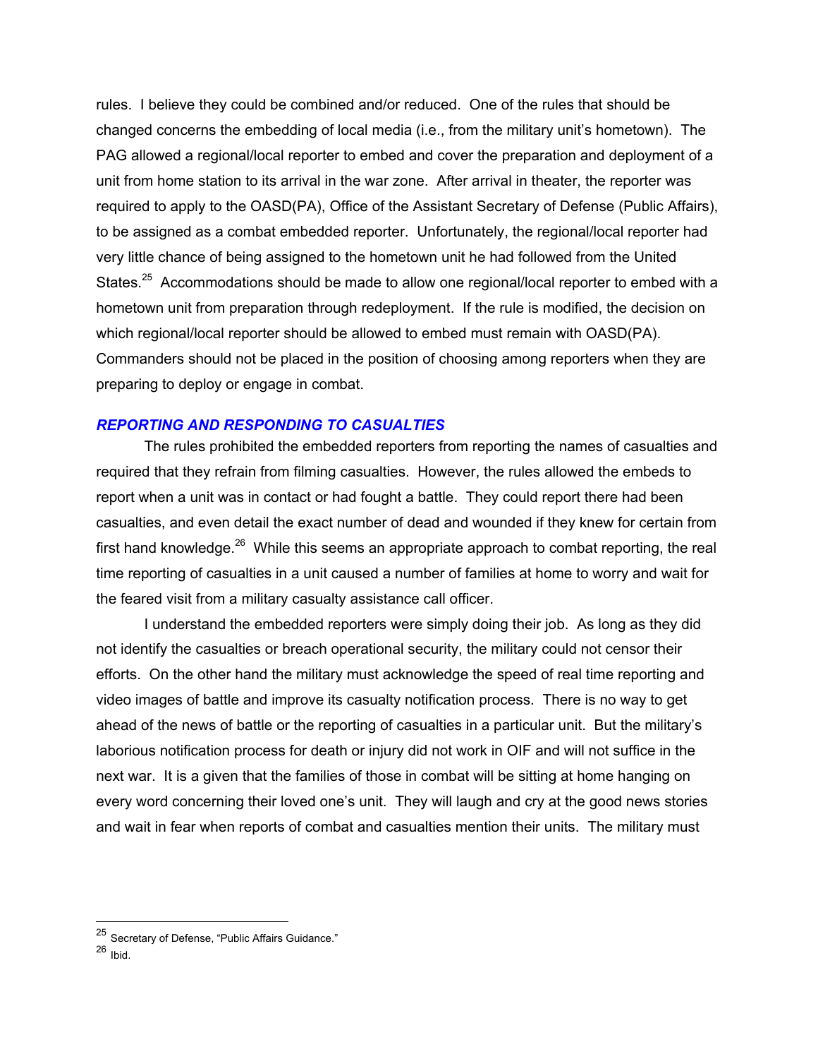rules. I believe they could be combined and/or reduced. One of the rules that should be changed concerns the embedding of local media (i.e., from the military unit's hometown). The PAG allowed a regional/local reporter to embed and cover the preparation and deployment of a unit from home station to its arrival in the war zone. After arrival in theater, the reporter was required to apply to the OASD(PA), Office of the Assistant Secretary of Defense (Public Affairs), to be assigned as a combat embedded reporter. Unfortunately, the regional/local reporter had very little chance of being assigned to the hometown unit he had followed from the United States.[25] Accommodations should be made to allow one regional/local reporter to embed with a hometown unit from preparation through redeployment. If the rule is modified, the decision on which regional/local reporter should be allowed to embed must remain with OASD(PA). Commanders should not be placed in the position of choosing among reporters when they are preparing to deploy or engage in combat.

### *REPORTING AND RESPONDING TO CASUALTIES*

The rules prohibited the embedded reporters from reporting the names of casualties and required that they refrain from filming casualties. However, the rules allowed the embeds to report when a unit was in contact or had fought a battle. They could report there had been casualties, and even detail the exact number of dead and wounded if they knew for certain from first hand knowledge.[26] While this seems an appropriate approach to combat reporting, the real time reporting of casualties in a unit caused a number of families at home to worry and wait for the feared visit from a military casualty assistance call officer.

I understand the embedded reporters were simply doing their job. As long as they did not identify the casualties or breach operational security, the military could not censor their efforts. On the other hand the military must acknowledge the speed of real time reporting and video images of battle and improve its casualty notification process. There is no way to get ahead of the news of battle or the reporting of casualties in a particular unit. But the military's laborious notification process for death or injury did not work in OIF and will not suffice in the next war. It is a given that the families of those in combat will be sitting at home hanging on every word concerning their loved one's unit. They will laugh and cry at the good news stories and wait in fear when reports of combat and casualties mention their units. The military must

---

[25] Secretary of Defense, "Public Affairs Guidance."

[26] Ibid.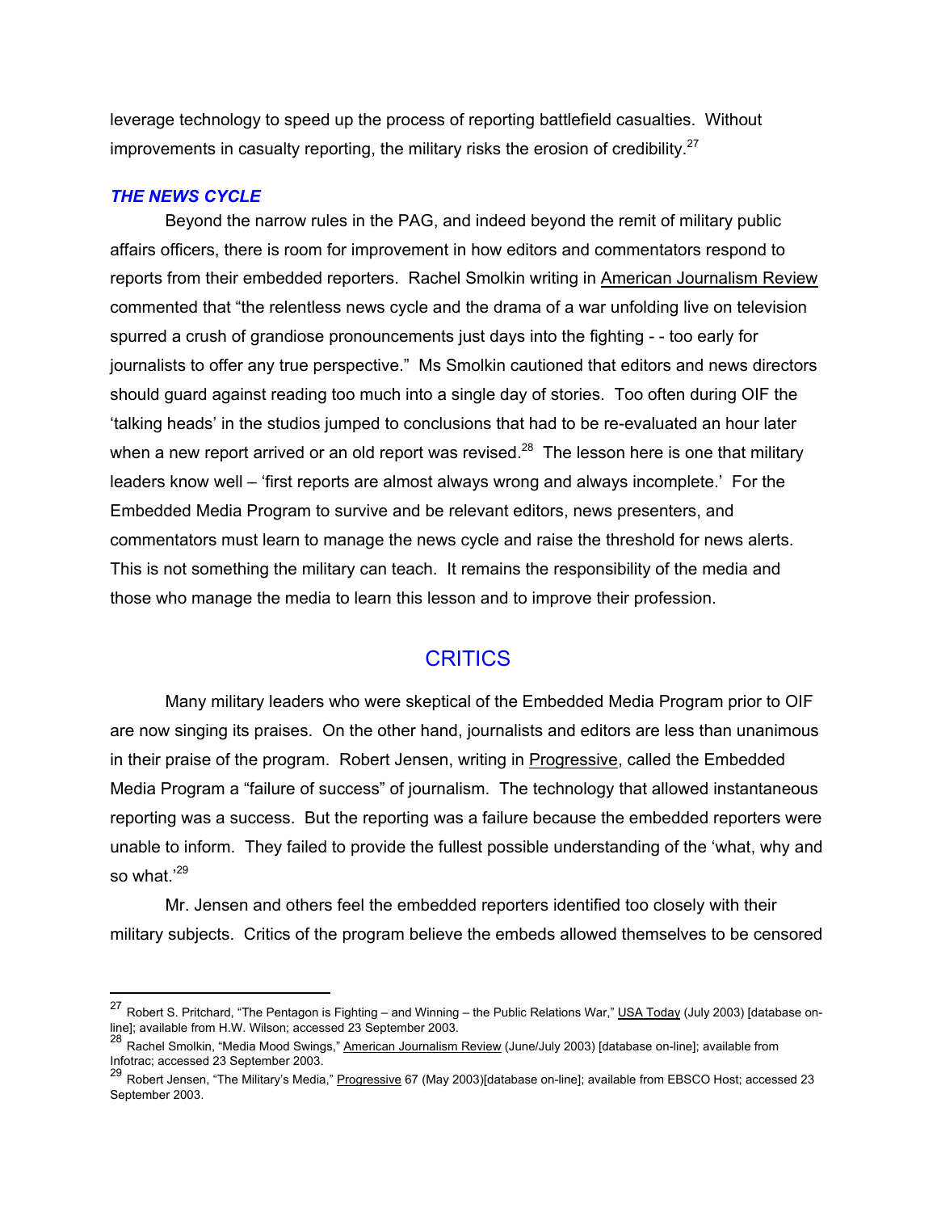leverage technology to speed up the process of reporting battlefield casualties. Without improvements in casualty reporting, the military risks the erosion of credibility.[27]

### *THE NEWS CYCLE*

Beyond the narrow rules in the PAG, and indeed beyond the remit of military public affairs officers, there is room for improvement in how editors and commentators respond to reports from their embedded reporters. Rachel Smolkin writing in American Journalism Review commented that "the relentless news cycle and the drama of a war unfolding live on television spurred a crush of grandiose pronouncements just days into the fighting - - too early for journalists to offer any true perspective." Ms Smolkin cautioned that editors and news directors should guard against reading too much into a single day of stories. Too often during OIF the 'talking heads' in the studios jumped to conclusions that had to be re-evaluated an hour later when a new report arrived or an old report was revised.[28] The lesson here is one that military leaders know well – 'first reports are almost always wrong and always incomplete.' For the Embedded Media Program to survive and be relevant editors, news presenters, and commentators must learn to manage the news cycle and raise the threshold for news alerts. This is not something the military can teach. It remains the responsibility of the media and those who manage the media to learn this lesson and to improve their profession.

## CRITICS

Many military leaders who were skeptical of the Embedded Media Program prior to OIF are now singing its praises. On the other hand, journalists and editors are less than unanimous in their praise of the program. Robert Jensen, writing in Progressive, called the Embedded Media Program a "failure of success" of journalism. The technology that allowed instantaneous reporting was a success. But the reporting was a failure because the embedded reporters were unable to inform. They failed to provide the fullest possible understanding of the 'what, why and so what.'[29]

Mr. Jensen and others feel the embedded reporters identified too closely with their military subjects. Critics of the program believe the embeds allowed themselves to be censored

---

[27] Robert S. Pritchard, "The Pentagon is Fighting – and Winning – the Public Relations War," USA Today (July 2003) [database on-line]; available from H.W. Wilson; accessed 23 September 2003.

[28] Rachel Smolkin, "Media Mood Swings," American Journalism Review (June/July 2003) [database on-line]; available from Infotrac; accessed 23 September 2003.

[29] Robert Jensen, "The Military's Media," Progressive 67 (May 2003)[database on-line]; available from EBSCO Host; accessed 23 September 2003.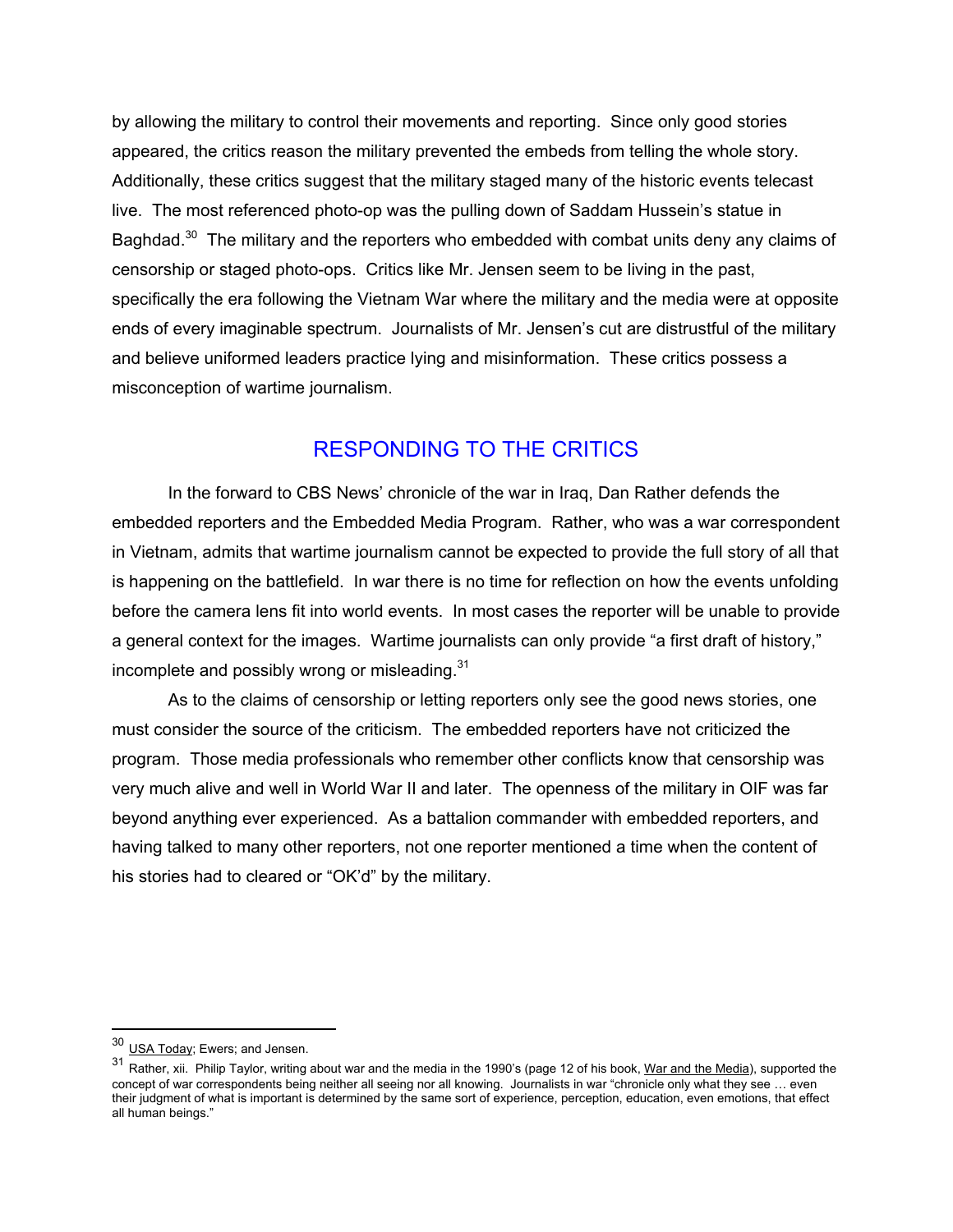by allowing the military to control their movements and reporting. Since only good stories appeared, the critics reason the military prevented the embeds from telling the whole story. Additionally, these critics suggest that the military staged many of the historic events telecast live. The most referenced photo-op was the pulling down of Saddam Hussein's statue in Baghdad.[30] The military and the reporters who embedded with combat units deny any claims of censorship or staged photo-ops. Critics like Mr. Jensen seem to be living in the past, specifically the era following the Vietnam War where the military and the media were at opposite ends of every imaginable spectrum. Journalists of Mr. Jensen's cut are distrustful of the military and believe uniformed leaders practice lying and misinformation. These critics possess a misconception of wartime journalism.

## RESPONDING TO THE CRITICS

In the forward to CBS News' chronicle of the war in Iraq, Dan Rather defends the embedded reporters and the Embedded Media Program. Rather, who was a war correspondent in Vietnam, admits that wartime journalism cannot be expected to provide the full story of all that is happening on the battlefield. In war there is no time for reflection on how the events unfolding before the camera lens fit into world events. In most cases the reporter will be unable to provide a general context for the images. Wartime journalists can only provide "a first draft of history," incomplete and possibly wrong or misleading.[31]

As to the claims of censorship or letting reporters only see the good news stories, one must consider the source of the criticism. The embedded reporters have not criticized the program. Those media professionals who remember other conflicts know that censorship was very much alive and well in World War II and later. The openness of the military in OIF was far beyond anything ever experienced. As a battalion commander with embedded reporters, and having talked to many other reporters, not one reporter mentioned a time when the content of his stories had to cleared or "OK'd" by the military.

---

[30] USA Today; Ewers; and Jensen.

[31] Rather, xii. Philip Taylor, writing about war and the media in the 1990's (page 12 of his book, War and the Media), supported the concept of war correspondents being neither all seeing nor all knowing. Journalists in war "chronicle only what they see … even their judgment of what is important is determined by the same sort of experience, perception, education, even emotions, that effect all human beings."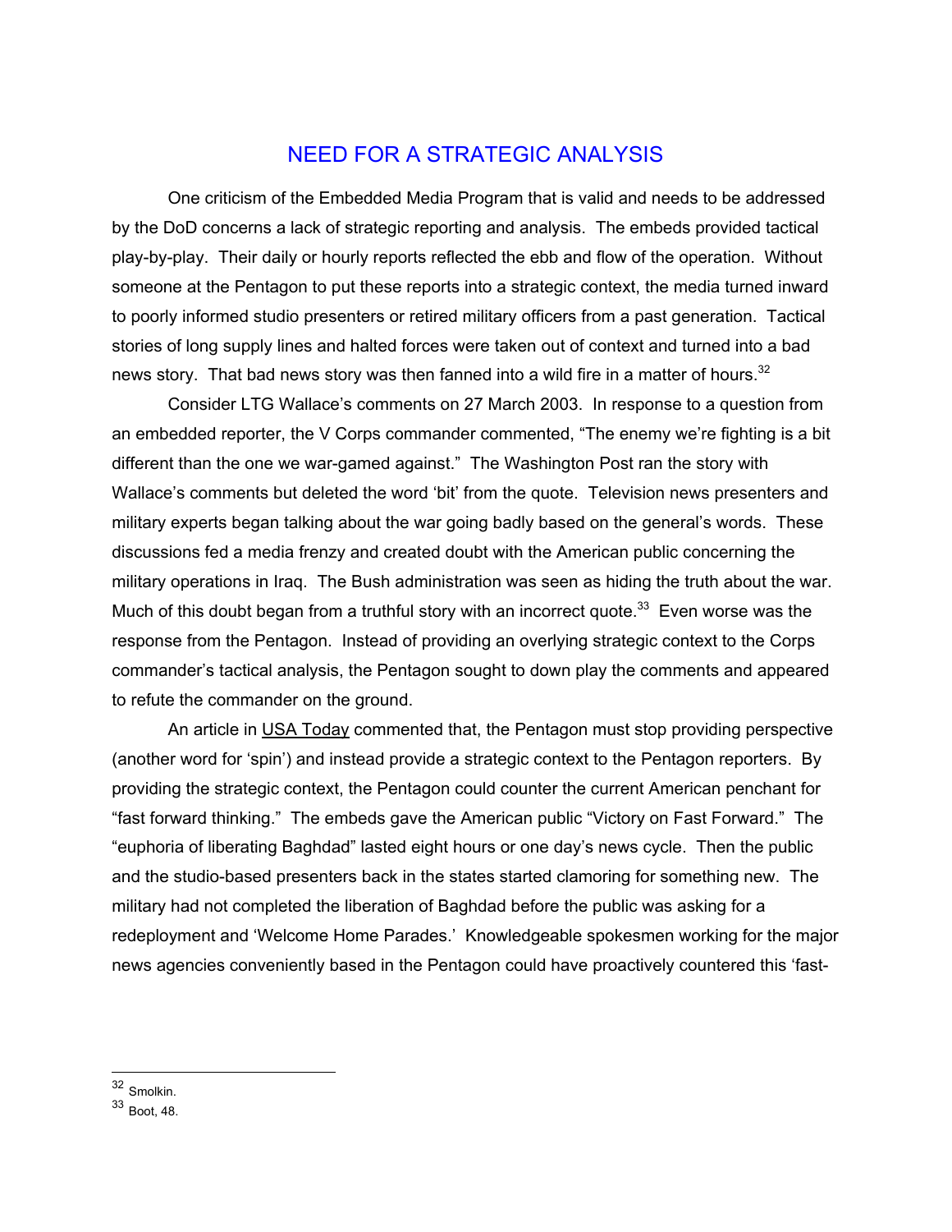## NEED FOR A STRATEGIC ANALYSIS

One criticism of the Embedded Media Program that is valid and needs to be addressed by the DoD concerns a lack of strategic reporting and analysis. The embeds provided tactical play-by-play. Their daily or hourly reports reflected the ebb and flow of the operation. Without someone at the Pentagon to put these reports into a strategic context, the media turned inward to poorly informed studio presenters or retired military officers from a past generation. Tactical stories of long supply lines and halted forces were taken out of context and turned into a bad news story. That bad news story was then fanned into a wild fire in a matter of hours.[32]

Consider LTG Wallace's comments on 27 March 2003. In response to a question from an embedded reporter, the V Corps commander commented, "The enemy we're fighting is a bit different than the one we war-gamed against." The Washington Post ran the story with Wallace's comments but deleted the word 'bit' from the quote. Television news presenters and military experts began talking about the war going badly based on the general's words. These discussions fed a media frenzy and created doubt with the American public concerning the military operations in Iraq. The Bush administration was seen as hiding the truth about the war. Much of this doubt began from a truthful story with an incorrect quote.[33] Even worse was the response from the Pentagon. Instead of providing an overlying strategic context to the Corps commander's tactical analysis, the Pentagon sought to down play the comments and appeared to refute the commander on the ground.

An article in USA Today commented that, the Pentagon must stop providing perspective (another word for 'spin') and instead provide a strategic context to the Pentagon reporters. By providing the strategic context, the Pentagon could counter the current American penchant for "fast forward thinking." The embeds gave the American public "Victory on Fast Forward." The "euphoria of liberating Baghdad" lasted eight hours or one day's news cycle. Then the public and the studio-based presenters back in the states started clamoring for something new. The military had not completed the liberation of Baghdad before the public was asking for a redeployment and 'Welcome Home Parades.' Knowledgeable spokesmen working for the major news agencies conveniently based in the Pentagon could have proactively countered this 'fast-

---

[32] Smolkin.

[33] Boot, 48.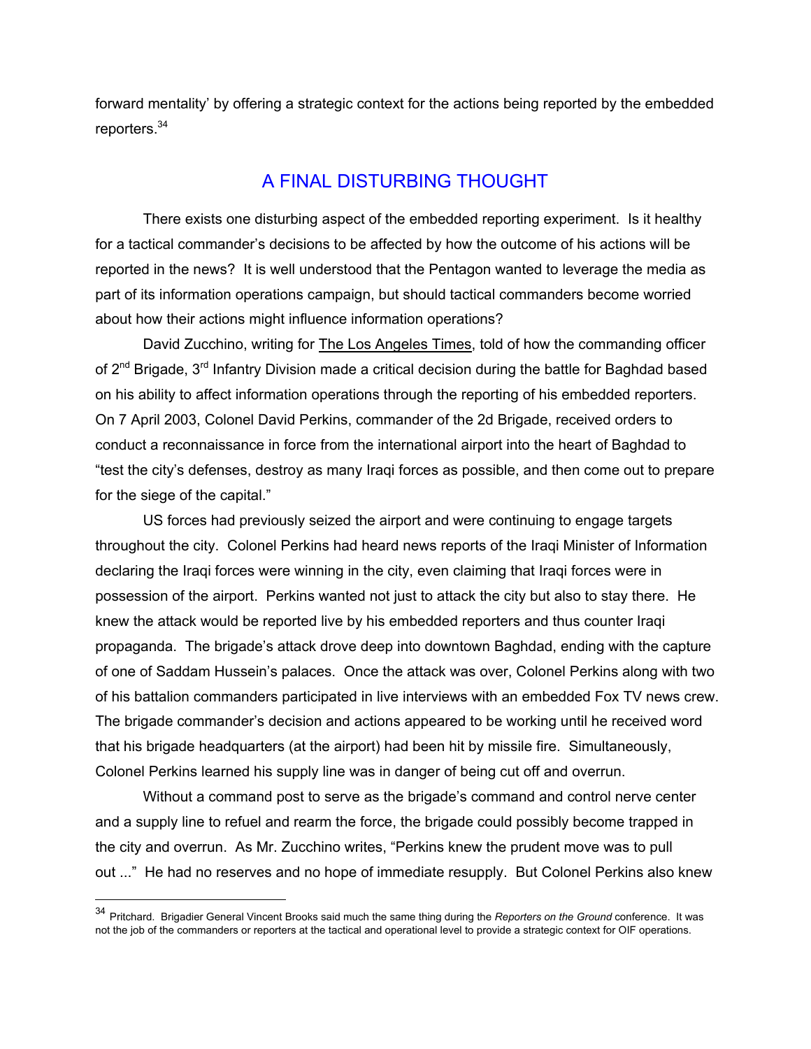forward mentality' by offering a strategic context for the actions being reported by the embedded reporters.[34]

## A FINAL DISTURBING THOUGHT

There exists one disturbing aspect of the embedded reporting experiment. Is it healthy for a tactical commander's decisions to be affected by how the outcome of his actions will be reported in the news? It is well understood that the Pentagon wanted to leverage the media as part of its information operations campaign, but should tactical commanders become worried about how their actions might influence information operations?

David Zucchino, writing for The Los Angeles Times, told of how the commanding officer of 2nd Brigade, 3rd Infantry Division made a critical decision during the battle for Baghdad based on his ability to affect information operations through the reporting of his embedded reporters. On 7 April 2003, Colonel David Perkins, commander of the 2d Brigade, received orders to conduct a reconnaissance in force from the international airport into the heart of Baghdad to "test the city's defenses, destroy as many Iraqi forces as possible, and then come out to prepare for the siege of the capital."

US forces had previously seized the airport and were continuing to engage targets throughout the city. Colonel Perkins had heard news reports of the Iraqi Minister of Information declaring the Iraqi forces were winning in the city, even claiming that Iraqi forces were in possession of the airport. Perkins wanted not just to attack the city but also to stay there. He knew the attack would be reported live by his embedded reporters and thus counter Iraqi propaganda. The brigade's attack drove deep into downtown Baghdad, ending with the capture of one of Saddam Hussein's palaces. Once the attack was over, Colonel Perkins along with two of his battalion commanders participated in live interviews with an embedded Fox TV news crew. The brigade commander's decision and actions appeared to be working until he received word that his brigade headquarters (at the airport) had been hit by missile fire. Simultaneously, Colonel Perkins learned his supply line was in danger of being cut off and overrun.

Without a command post to serve as the brigade's command and control nerve center and a supply line to refuel and rearm the force, the brigade could possibly become trapped in the city and overrun. As Mr. Zucchino writes, "Perkins knew the prudent move was to pull out ..." He had no reserves and no hope of immediate resupply. But Colonel Perkins also knew

---

[34] Pritchard. Brigadier General Vincent Brooks said much the same thing during the *Reporters on the Ground* conference. It was not the job of the commanders or reporters at the tactical and operational level to provide a strategic context for OIF operations.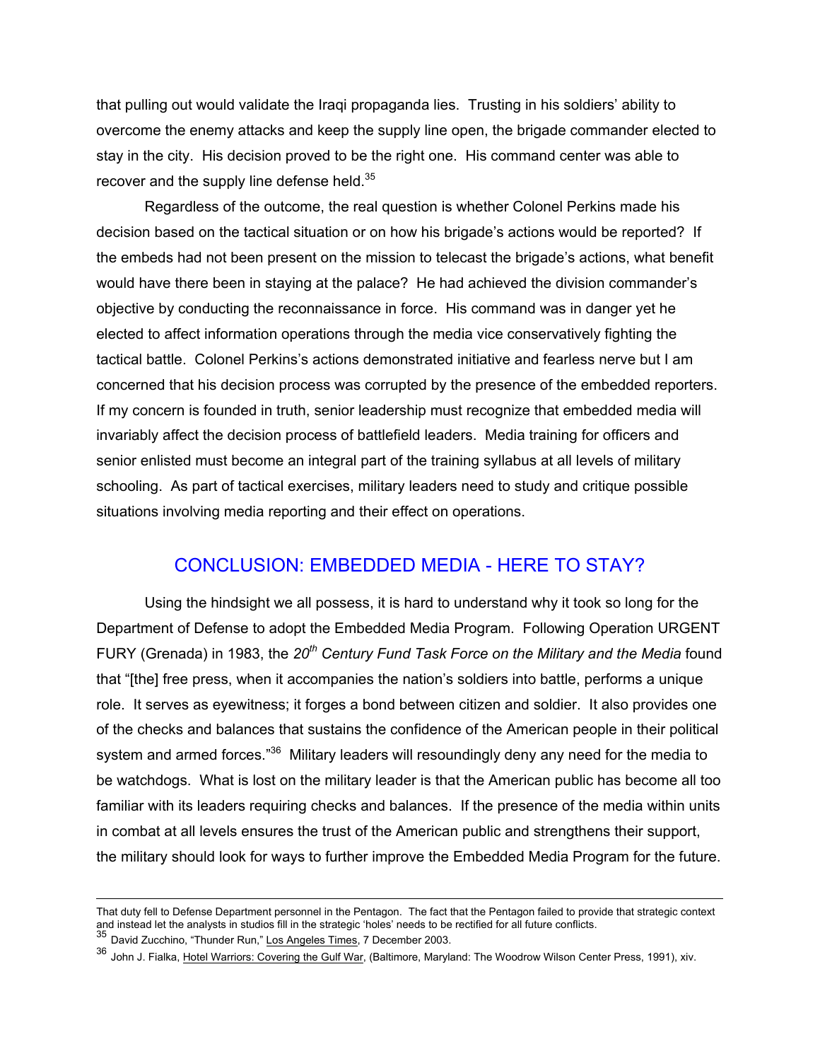that pulling out would validate the Iraqi propaganda lies. Trusting in his soldiers' ability to overcome the enemy attacks and keep the supply line open, the brigade commander elected to stay in the city. His decision proved to be the right one. His command center was able to recover and the supply line defense held.[35]

Regardless of the outcome, the real question is whether Colonel Perkins made his decision based on the tactical situation or on how his brigade's actions would be reported? If the embeds had not been present on the mission to telecast the brigade's actions, what benefit would have there been in staying at the palace? He had achieved the division commander's objective by conducting the reconnaissance in force. His command was in danger yet he elected to affect information operations through the media vice conservatively fighting the tactical battle. Colonel Perkins's actions demonstrated initiative and fearless nerve but I am concerned that his decision process was corrupted by the presence of the embedded reporters. If my concern is founded in truth, senior leadership must recognize that embedded media will invariably affect the decision process of battlefield leaders. Media training for officers and senior enlisted must become an integral part of the training syllabus at all levels of military schooling. As part of tactical exercises, military leaders need to study and critique possible situations involving media reporting and their effect on operations.

## CONCLUSION: EMBEDDED MEDIA - HERE TO STAY?

Using the hindsight we all possess, it is hard to understand why it took so long for the Department of Defense to adopt the Embedded Media Program. Following Operation URGENT FURY (Grenada) in 1983, the *20th Century Fund Task Force on the Military and the Media* found that "[the] free press, when it accompanies the nation's soldiers into battle, performs a unique role. It serves as eyewitness; it forges a bond between citizen and soldier. It also provides one of the checks and balances that sustains the confidence of the American people in their political system and armed forces."[36] Military leaders will resoundingly deny any need for the media to be watchdogs. What is lost on the military leader is that the American public has become all too familiar with its leaders requiring checks and balances. If the presence of the media within units in combat at all levels ensures the trust of the American public and strengthens their support, the military should look for ways to further improve the Embedded Media Program for the future.

---

That duty fell to Defense Department personnel in the Pentagon. The fact that the Pentagon failed to provide that strategic context and instead let the analysts in studios fill in the strategic 'holes' needs to be rectified for all future conflicts.

[35] David Zucchino, "Thunder Run," Los Angeles Times, 7 December 2003.

[36] John J. Fialka, Hotel Warriors: Covering the Gulf War, (Baltimore, Maryland: The Woodrow Wilson Center Press, 1991), xiv.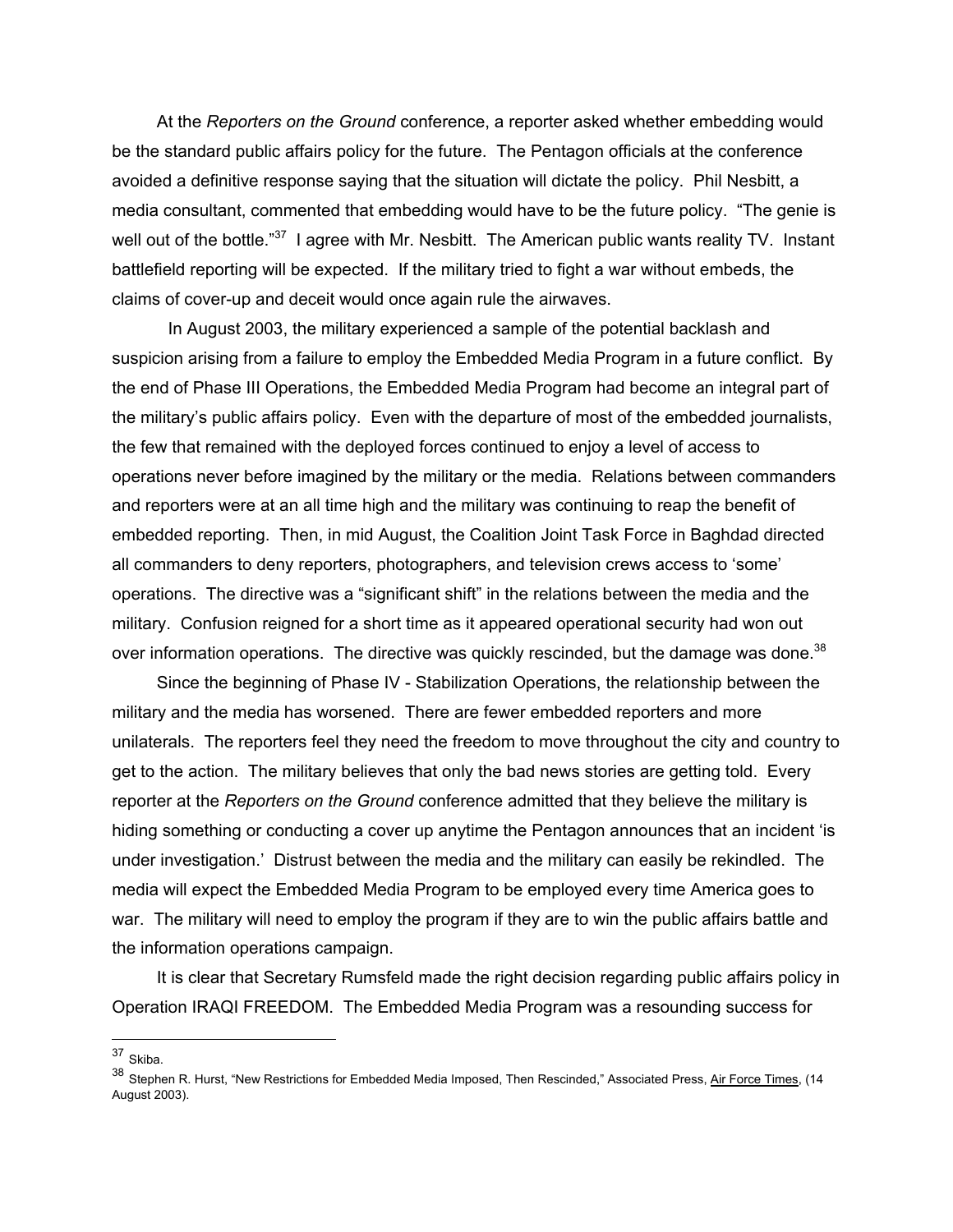At the *Reporters on the Ground* conference, a reporter asked whether embedding would be the standard public affairs policy for the future. The Pentagon officials at the conference avoided a definitive response saying that the situation will dictate the policy. Phil Nesbitt, a media consultant, commented that embedding would have to be the future policy. "The genie is well out of the bottle."[37] I agree with Mr. Nesbitt. The American public wants reality TV. Instant battlefield reporting will be expected. If the military tried to fight a war without embeds, the claims of cover-up and deceit would once again rule the airwaves.

In August 2003, the military experienced a sample of the potential backlash and suspicion arising from a failure to employ the Embedded Media Program in a future conflict. By the end of Phase III Operations, the Embedded Media Program had become an integral part of the military's public affairs policy. Even with the departure of most of the embedded journalists, the few that remained with the deployed forces continued to enjoy a level of access to operations never before imagined by the military or the media. Relations between commanders and reporters were at an all time high and the military was continuing to reap the benefit of embedded reporting. Then, in mid August, the Coalition Joint Task Force in Baghdad directed all commanders to deny reporters, photographers, and television crews access to 'some' operations. The directive was a "significant shift" in the relations between the media and the military. Confusion reigned for a short time as it appeared operational security had won out over information operations. The directive was quickly rescinded, but the damage was done.[38]

Since the beginning of Phase IV - Stabilization Operations, the relationship between the military and the media has worsened. There are fewer embedded reporters and more unilaterals. The reporters feel they need the freedom to move throughout the city and country to get to the action. The military believes that only the bad news stories are getting told. Every reporter at the *Reporters on the Ground* conference admitted that they believe the military is hiding something or conducting a cover up anytime the Pentagon announces that an incident 'is under investigation.' Distrust between the media and the military can easily be rekindled. The media will expect the Embedded Media Program to be employed every time America goes to war. The military will need to employ the program if they are to win the public affairs battle and the information operations campaign.

It is clear that Secretary Rumsfeld made the right decision regarding public affairs policy in Operation IRAQI FREEDOM. The Embedded Media Program was a resounding success for

---

[37] Skiba.

[38] Stephen R. Hurst, "New Restrictions for Embedded Media Imposed, Then Rescinded," Associated Press, Air Force Times, (14 August 2003).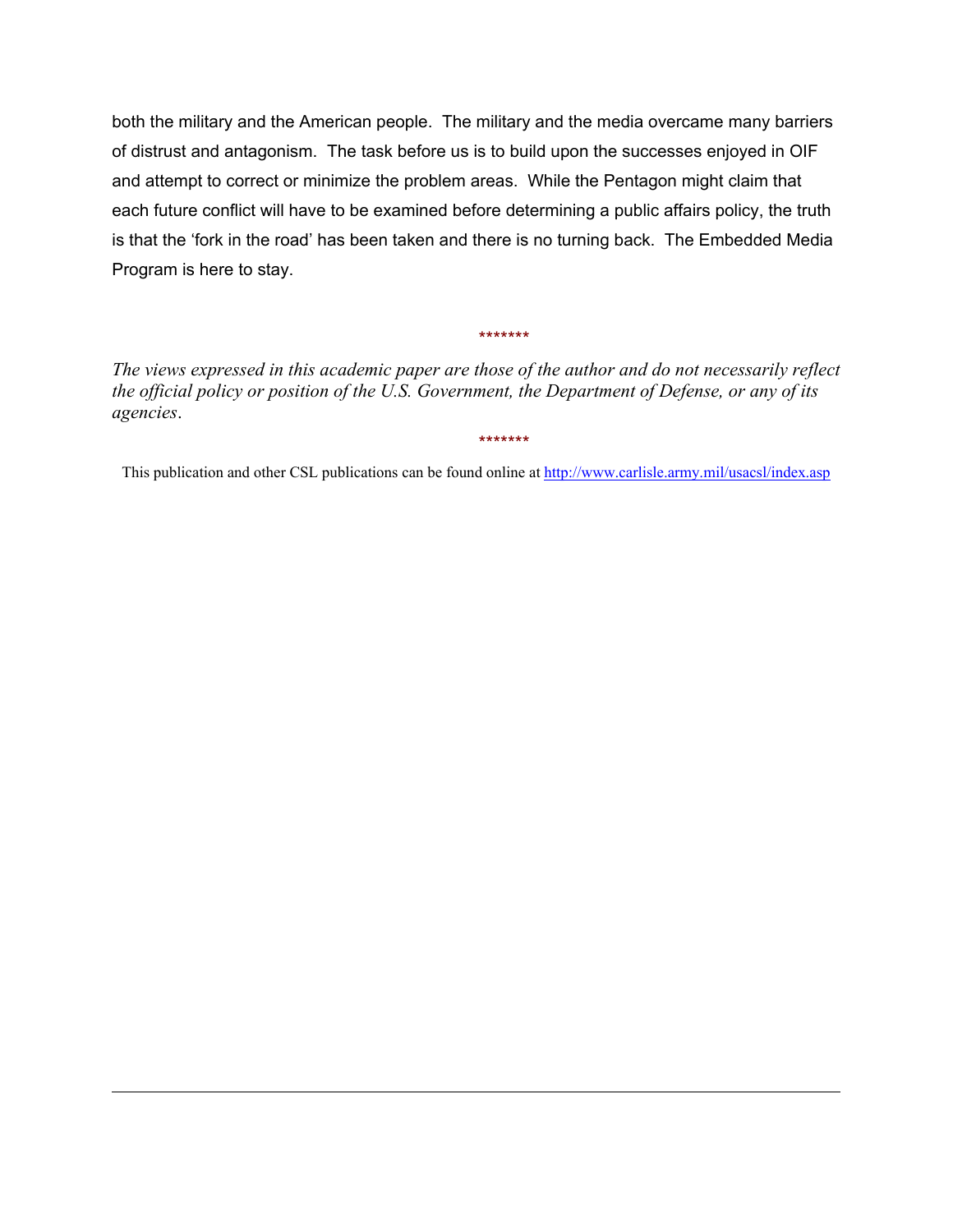both the military and the American people. The military and the media overcame many barriers of distrust and antagonism. The task before us is to build upon the successes enjoyed in OIF and attempt to correct or minimize the problem areas. While the Pentagon might claim that each future conflict will have to be examined before determining a public affairs policy, the truth is that the 'fork in the road' has been taken and there is no turning back. The Embedded Media Program is here to stay.

*******

*The views expressed in this academic paper are those of the author and do not necessarily reflect the official policy or position of the U.S. Government, the Department of Defense, or any of its agencies*.

*******

This publication and other CSL publications can be found online at http://www.carlisle.army.mil/usacsl/index.asp